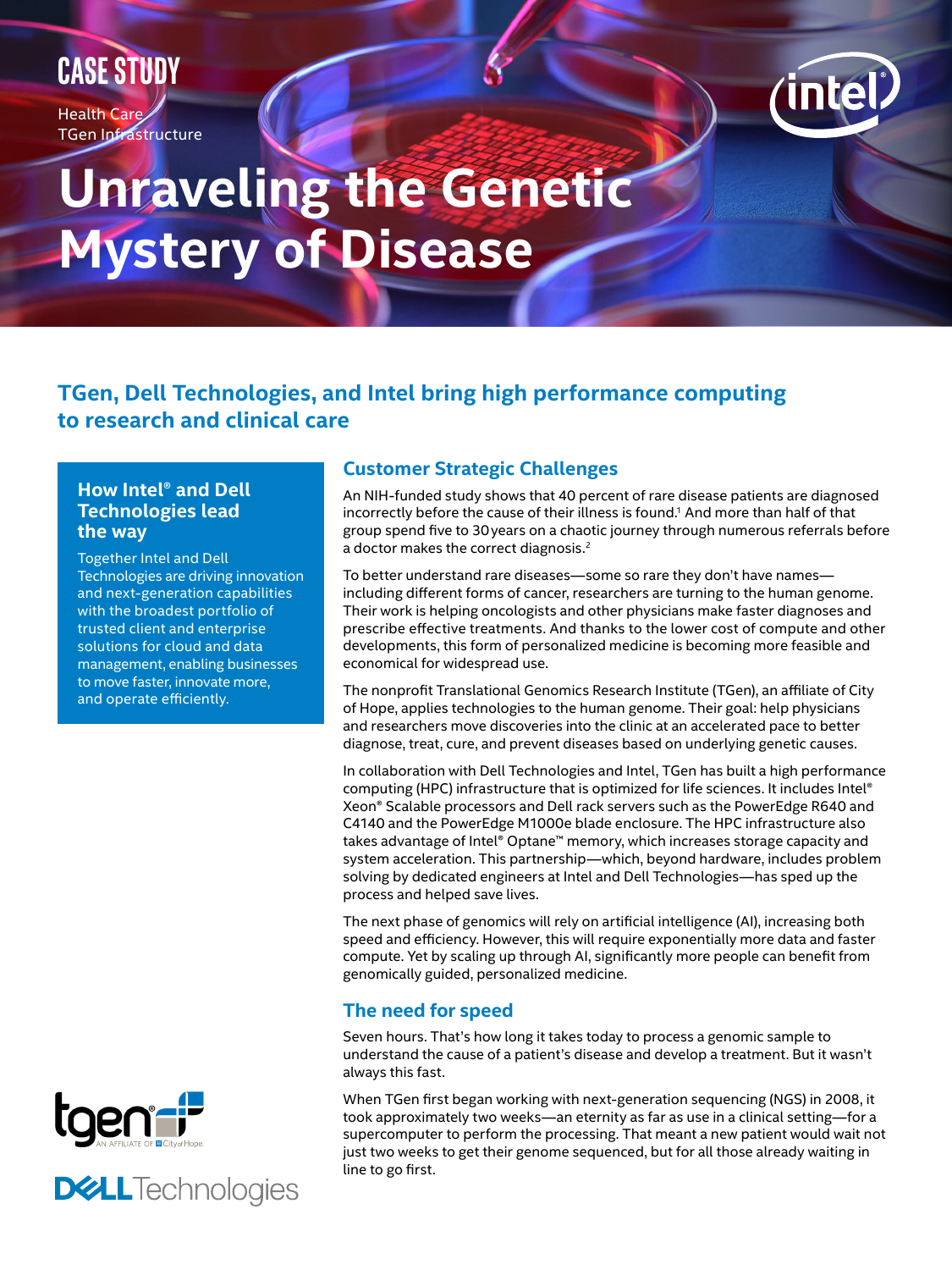CASE STUDY

Health Care
TGen Infrastructure

# Unraveling the Genetic Mystery of Disease

## TGen, Dell Technologies, and Intel bring high performance computing to research and clinical care

### How Intel® and Dell Technologies lead the way

Together Intel and Dell Technologies are driving innovation and next-generation capabilities with the broadest portfolio of trusted client and enterprise solutions for cloud and data management, enabling businesses to move faster, innovate more, and operate efficiently.

### Customer Strategic Challenges

An NIH-funded study shows that 40 percent of rare disease patients are diagnosed incorrectly before the cause of their illness is found.[1] And more than half of that group spend five to 30 years on a chaotic journey through numerous referrals before a doctor makes the correct diagnosis.[2]

To better understand rare diseases—some so rare they don't have names—including different forms of cancer, researchers are turning to the human genome. Their work is helping oncologists and other physicians make faster diagnoses and prescribe effective treatments. And thanks to the lower cost of compute and other developments, this form of personalized medicine is becoming more feasible and economical for widespread use.

The nonprofit Translational Genomics Research Institute (TGen), an affiliate of City of Hope, applies technologies to the human genome. Their goal: help physicians and researchers move discoveries into the clinic at an accelerated pace to better diagnose, treat, cure, and prevent diseases based on underlying genetic causes.

In collaboration with Dell Technologies and Intel, TGen has built a high performance computing (HPC) infrastructure that is optimized for life sciences. It includes Intel® Xeon® Scalable processors and Dell rack servers such as the PowerEdge R640 and C4140 and the PowerEdge M1000e blade enclosure. The HPC infrastructure also takes advantage of Intel® Optane™ memory, which increases storage capacity and system acceleration. This partnership—which, beyond hardware, includes problem solving by dedicated engineers at Intel and Dell Technologies—has sped up the process and helped save lives.

The next phase of genomics will rely on artificial intelligence (AI), increasing both speed and efficiency. However, this will require exponentially more data and faster compute. Yet by scaling up through AI, significantly more people can benefit from genomically guided, personalized medicine.

### The need for speed

Seven hours. That's how long it takes today to process a genomic sample to understand the cause of a patient's disease and develop a treatment. But it wasn't always this fast.

When TGen first began working with next-generation sequencing (NGS) in 2008, it took approximately two weeks—an eternity as far as use in a clinical setting—for a supercomputer to perform the processing. That meant a new patient would wait not just two weeks to get their genome sequenced, but for all those already waiting in line to go first.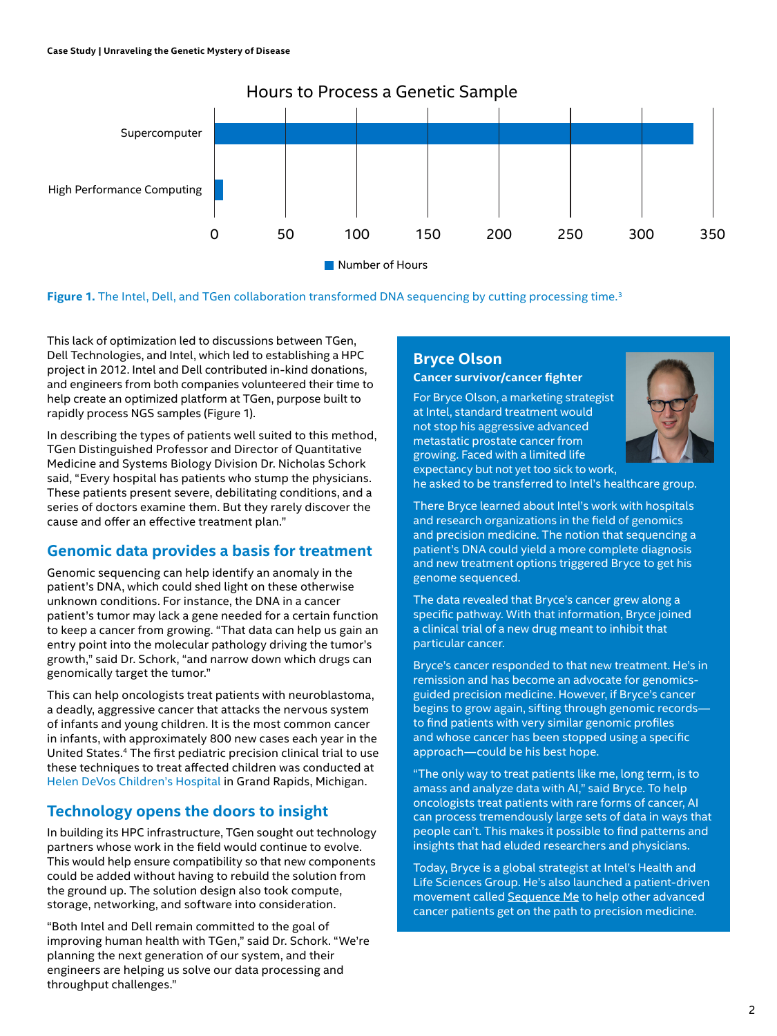## Hours to Process a Genetic Sample

| | Number of Hours |
|---|---|
| Supercomputer | ~336 |
| High Performance Computing | ~6 |

**Figure 1.** The Intel, Dell, and TGen collaboration transformed DNA sequencing by cutting processing time.[3]

This lack of optimization led to discussions between TGen, Dell Technologies, and Intel, which led to establishing a HPC project in 2012. Intel and Dell contributed in-kind donations, and engineers from both companies volunteered their time to help create an optimized platform at TGen, purpose built to rapidly process NGS samples (Figure 1).

In describing the types of patients well suited to this method, TGen Distinguished Professor and Director of Quantitative Medicine and Systems Biology Division Dr. Nicholas Schork said, "Every hospital has patients who stump the physicians. These patients present severe, debilitating conditions, and a series of doctors examine them. But they rarely discover the cause and offer an effective treatment plan."

## Genomic data provides a basis for treatment

Genomic sequencing can help identify an anomaly in the patient's DNA, which could shed light on these otherwise unknown conditions. For instance, the DNA in a cancer patient's tumor may lack a gene needed for a certain function to keep a cancer from growing. "That data can help us gain an entry point into the molecular pathology driving the tumor's growth," said Dr. Schork, "and narrow down which drugs can genomically target the tumor."

This can help oncologists treat patients with neuroblastoma, a deadly, aggressive cancer that attacks the nervous system of infants and young children. It is the most common cancer in infants, with approximately 800 new cases each year in the United States.[4] The first pediatric precision clinical trial to use these techniques to treat affected children was conducted at Helen DeVos Children's Hospital in Grand Rapids, Michigan.

## Technology opens the doors to insight

In building its HPC infrastructure, TGen sought out technology partners whose work in the field would continue to evolve. This would help ensure compatibility so that new components could be added without having to rebuild the solution from the ground up. The solution design also took compute, storage, networking, and software into consideration.

"Both Intel and Dell remain committed to the goal of improving human health with TGen," said Dr. Schork. "We're planning the next generation of our system, and their engineers are helping us solve our data processing and throughput challenges."

### Bryce Olson

**Cancer survivor/cancer fighter**

For Bryce Olson, a marketing strategist at Intel, standard treatment would not stop his aggressive advanced metastatic prostate cancer from growing. Faced with a limited life expectancy but not yet too sick to work, he asked to be transferred to Intel's healthcare group.

There Bryce learned about Intel's work with hospitals and research organizations in the field of genomics and precision medicine. The notion that sequencing a patient's DNA could yield a more complete diagnosis and new treatment options triggered Bryce to get his genome sequenced.

The data revealed that Bryce's cancer grew along a specific pathway. With that information, Bryce joined a clinical trial of a new drug meant to inhibit that particular cancer.

Bryce's cancer responded to that new treatment. He's in remission and has become an advocate for genomics-guided precision medicine. However, if Bryce's cancer begins to grow again, sifting through genomic records—to find patients with very similar genomic profiles and whose cancer has been stopped using a specific approach—could be his best hope.

"The only way to treat patients like me, long term, is to amass and analyze data with AI," said Bryce. To help oncologists treat patients with rare forms of cancer, AI can process tremendously large sets of data in ways that people can't. This makes it possible to find patterns and insights that had eluded researchers and physicians.

Today, Bryce is a global strategist at Intel's Health and Life Sciences Group. He's also launched a patient-driven movement called Sequence Me to help other advanced cancer patients get on the path to precision medicine.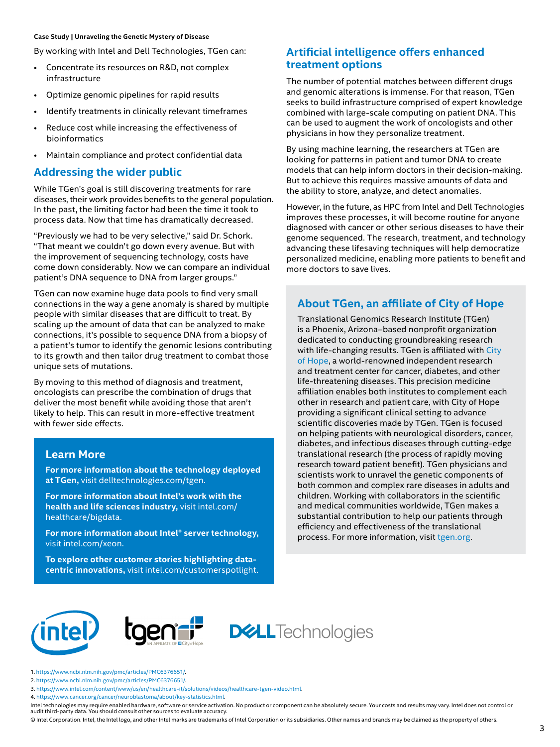By working with Intel and Dell Technologies, TGen can:

- Concentrate its resources on R&D, not complex infrastructure
- Optimize genomic pipelines for rapid results
- Identify treatments in clinically relevant timeframes
- Reduce cost while increasing the effectiveness of bioinformatics
- Maintain compliance and protect confidential data

## Addressing the wider public

While TGen's goal is still discovering treatments for rare diseases, their work provides benefits to the general population. In the past, the limiting factor had been the time it took to process data. Now that time has dramatically decreased.

"Previously we had to be very selective," said Dr. Schork. "That meant we couldn't go down every avenue. But with the improvement of sequencing technology, costs have come down considerably. Now we can compare an individual patient's DNA sequence to DNA from larger groups."

TGen can now examine huge data pools to find very small connections in the way a gene anomaly is shared by multiple people with similar diseases that are difficult to treat. By scaling up the amount of data that can be analyzed to make connections, it's possible to sequence DNA from a biopsy of a patient's tumor to identify the genomic lesions contributing to its growth and then tailor drug treatment to combat those unique sets of mutations.

By moving to this method of diagnosis and treatment, oncologists can prescribe the combination of drugs that deliver the most benefit while avoiding those that aren't likely to help. This can result in more-effective treatment with fewer side effects.

### Learn More

**For more information about the technology deployed at TGen,** visit delltechnologies.com/tgen.

**For more information about Intel's work with the health and life sciences industry,** visit intel.com/healthcare/bigdata.

**For more information about Intel® server technology,** visit intel.com/xeon.

**To explore other customer stories highlighting data-centric innovations,** visit intel.com/customerspotlight.

## Artificial intelligence offers enhanced treatment options

The number of potential matches between different drugs and genomic alterations is immense. For that reason, TGen seeks to build infrastructure comprised of expert knowledge combined with large-scale computing on patient DNA. This can be used to augment the work of oncologists and other physicians in how they personalize treatment.

By using machine learning, the researchers at TGen are looking for patterns in patient and tumor DNA to create models that can help inform doctors in their decision-making. But to achieve this requires massive amounts of data and the ability to store, analyze, and detect anomalies.

However, in the future, as HPC from Intel and Dell Technologies improves these processes, it will become routine for anyone diagnosed with cancer or other serious diseases to have their genome sequenced. The research, treatment, and technology advancing these lifesaving techniques will help democratize personalized medicine, enabling more patients to benefit and more doctors to save lives.

### About TGen, an affiliate of City of Hope

Translational Genomics Research Institute (TGen) is a Phoenix, Arizona–based nonprofit organization dedicated to conducting groundbreaking research with life-changing results. TGen is affiliated with City of Hope, a world-renowned independent research and treatment center for cancer, diabetes, and other life-threatening diseases. This precision medicine affiliation enables both institutes to complement each other in research and patient care, with City of Hope providing a significant clinical setting to advance scientific discoveries made by TGen. TGen is focused on helping patients with neurological disorders, cancer, diabetes, and infectious diseases through cutting-edge translational research (the process of rapidly moving research toward patient benefit). TGen physicians and scientists work to unravel the genetic components of both common and complex rare diseases in adults and children. Working with collaborators in the scientific and medical communities worldwide, TGen makes a substantial contribution to help our patients through efficiency and effectiveness of the translational process. For more information, visit tgen.org.

1. https://www.ncbi.nlm.nih.gov/pmc/articles/PMC6376651/.
2. https://www.ncbi.nlm.nih.gov/pmc/articles/PMC6376651/.
3. https://www.intel.com/content/www/us/en/healthcare-it/solutions/videos/healthcare-tgen-video.html.
4. https://www.cancer.org/cancer/neuroblastoma/about/key-statistics.html.

Intel technologies may require enabled hardware, software or service activation. No product or component can be absolutely secure. Your costs and results may vary. Intel does not control or audit third-party data. You should consult other sources to evaluate accuracy.

© Intel Corporation. Intel, the Intel logo, and other Intel marks are trademarks of Intel Corporation or its subsidiaries. Other names and brands may be claimed as the property of others.